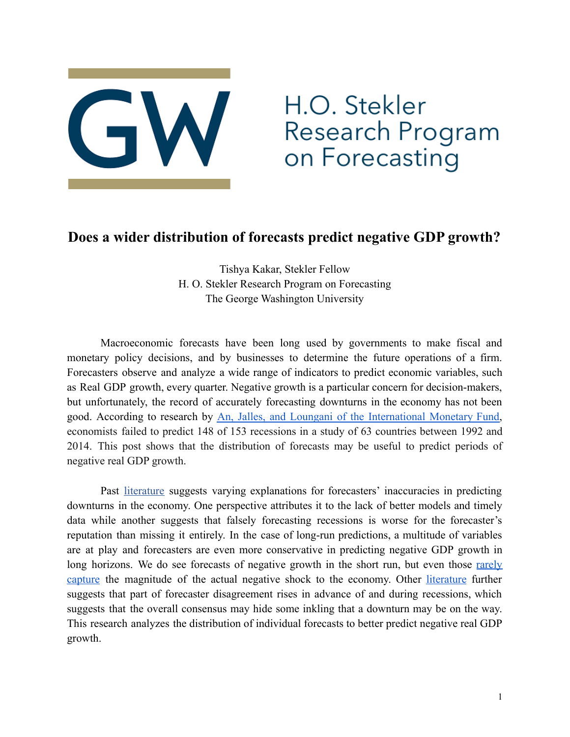H.O. Stekler Research Program on Forecasting

# Does a wider distribution of forecasts predict negative GDP growth?

Tishya Kakar, Stekler Fellow
H. O. Stekler Research Program on Forecasting
The George Washington University

Macroeconomic forecasts have been long used by governments to make fiscal and monetary policy decisions, and by businesses to determine the future operations of a firm. Forecasters observe and analyze a wide range of indicators to predict economic variables, such as Real GDP growth, every quarter. Negative growth is a particular concern for decision-makers, but unfortunately, the record of accurately forecasting downturns in the economy has not been good. According to research by An, Jalles, and Loungani of the International Monetary Fund, economists failed to predict 148 of 153 recessions in a study of 63 countries between 1992 and 2014. This post shows that the distribution of forecasts may be useful to predict periods of negative real GDP growth.

Past literature suggests varying explanations for forecasters' inaccuracies in predicting downturns in the economy. One perspective attributes it to the lack of better models and timely data while another suggests that falsely forecasting recessions is worse for the forecaster's reputation than missing it entirely. In the case of long-run predictions, a multitude of variables are at play and forecasters are even more conservative in predicting negative GDP growth in long horizons. We do see forecasts of negative growth in the short run, but even those rarely capture the magnitude of the actual negative shock to the economy. Other literature further suggests that part of forecaster disagreement rises in advance of and during recessions, which suggests that the overall consensus may hide some inkling that a downturn may be on the way. This research analyzes the distribution of individual forecasts to better predict negative real GDP growth.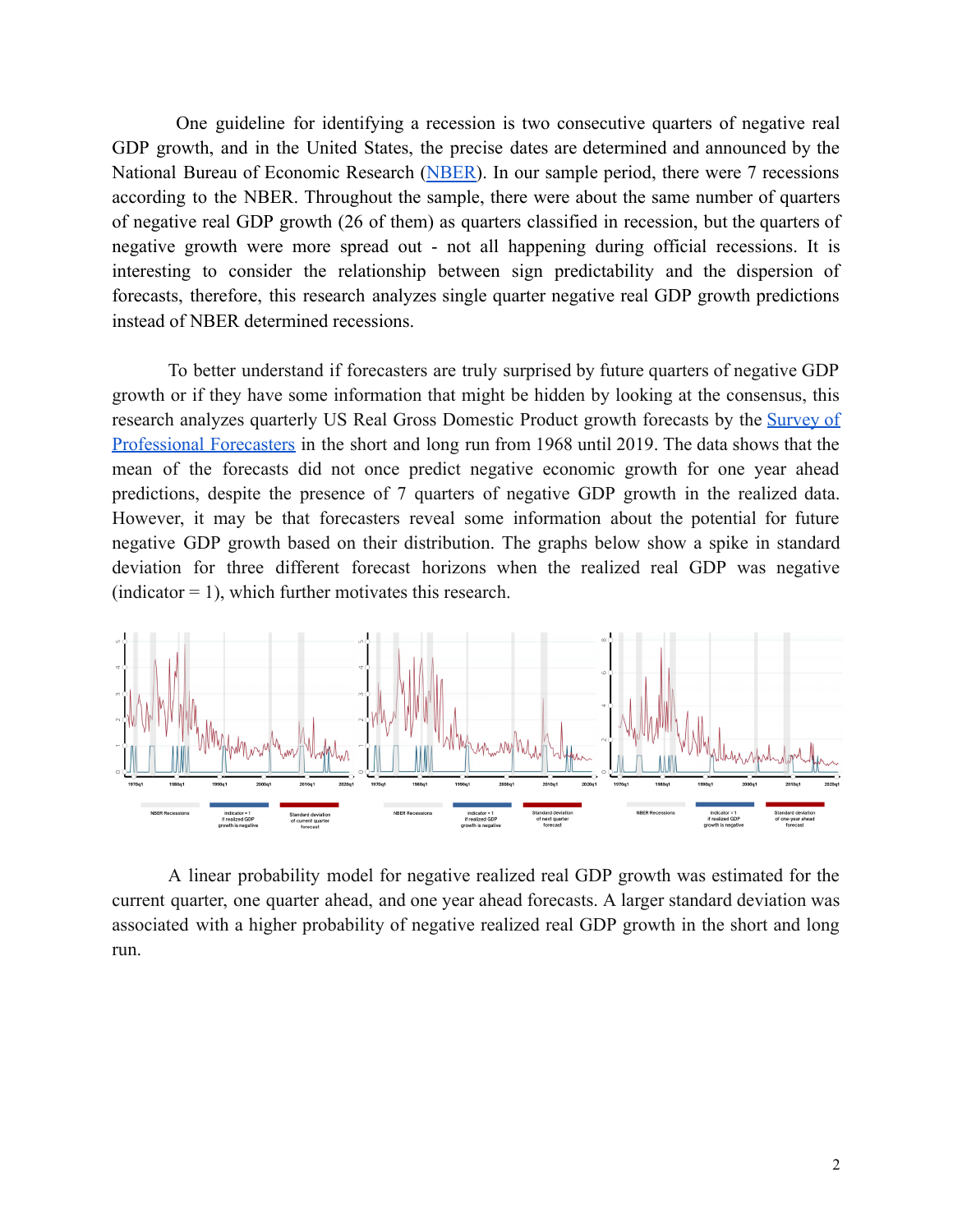One guideline for identifying a recession is two consecutive quarters of negative real GDP growth, and in the United States, the precise dates are determined and announced by the National Bureau of Economic Research (NBER). In our sample period, there were 7 recessions according to the NBER. Throughout the sample, there were about the same number of quarters of negative real GDP growth (26 of them) as quarters classified in recession, but the quarters of negative growth were more spread out - not all happening during official recessions. It is interesting to consider the relationship between sign predictability and the dispersion of forecasts, therefore, this research analyzes single quarter negative real GDP growth predictions instead of NBER determined recessions.

To better understand if forecasters are truly surprised by future quarters of negative GDP growth or if they have some information that might be hidden by looking at the consensus, this research analyzes quarterly US Real Gross Domestic Product growth forecasts by the Survey of Professional Forecasters in the short and long run from 1968 until 2019. The data shows that the mean of the forecasts did not once predict negative economic growth for one year ahead predictions, despite the presence of 7 quarters of negative GDP growth in the realized data. However, it may be that forecasters reveal some information about the potential for future negative GDP growth based on their distribution. The graphs below show a spike in standard deviation for three different forecast horizons when the realized real GDP was negative (indicator = 1), which further motivates this research.

0
1
2
3
4
5
1970q1
1980q1
1990q1
2000q1
2010q1
2020q1
NBER Recessions
indicator = 1 if realized GDP growth is negative
Standard deviation of current quarter forecast

0
1
2
3
4
5
1970q1
1980q1
1990q1
2000q1
2010q1
2020q1
NBER Recessions
indicator = 1 if realized GDP growth is negative
Standard deviation of next quarter forecast

0
2
4
6
8
1970q1
1980q1
1990q1
2000q1
2010q1
2020q1
NBER Recessions
indicator = 1 if realized GDP growth is negative
Standard deviation of one-year ahead forecast

A linear probability model for negative realized real GDP growth was estimated for the current quarter, one quarter ahead, and one year ahead forecasts. A larger standard deviation was associated with a higher probability of negative realized real GDP growth in the short and long run.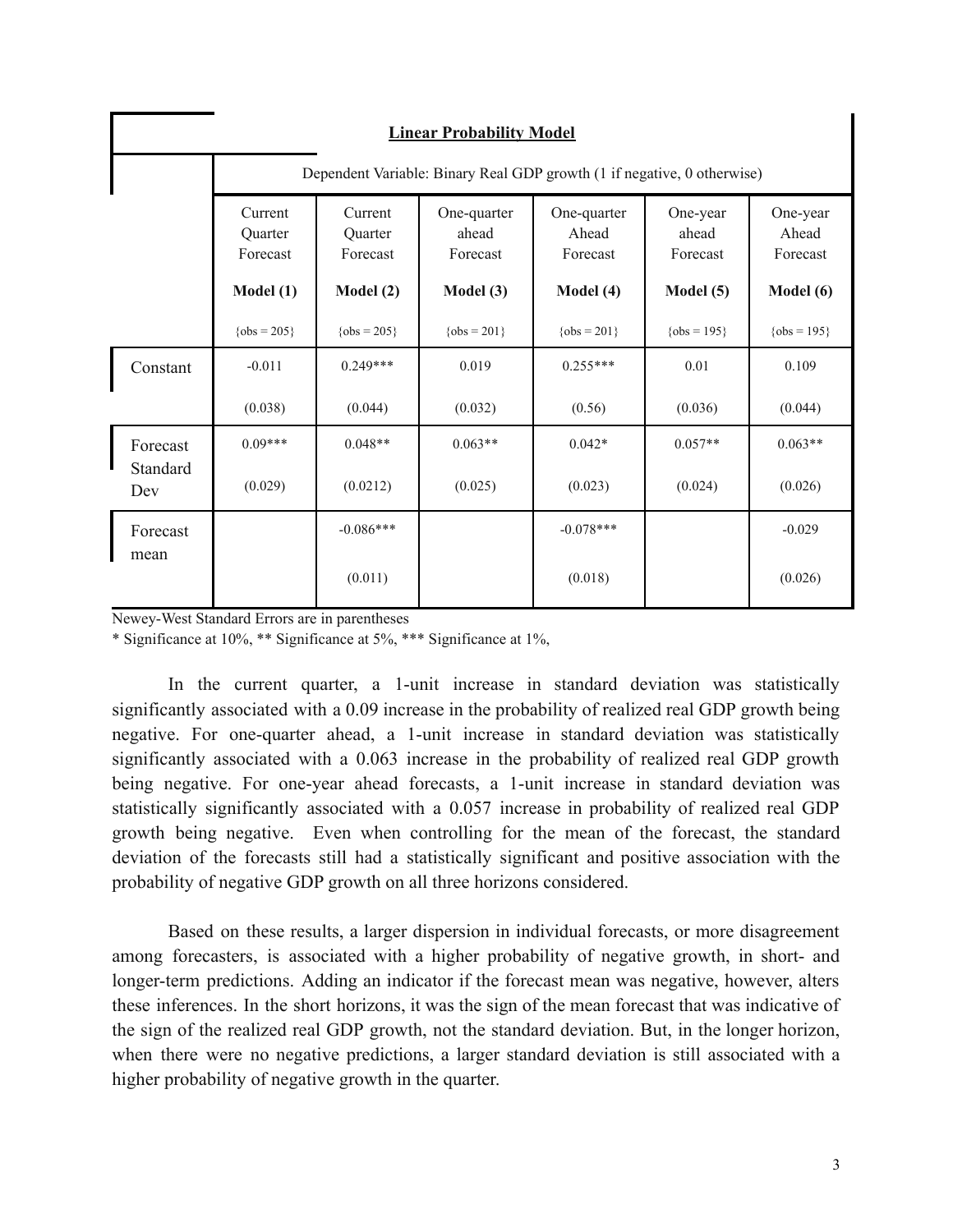| | Linear Probability Model | | | | | |
|---|---|---|---|---|---|---|
| | Dependent Variable: Binary Real GDP growth (1 if negative, 0 otherwise) | | | | | |
| | Current Quarter Forecast<br><br>**Model (1)**<br><br>{obs = 205} | Current Quarter Forecast<br><br>**Model (2)**<br><br>{obs = 205} | One-quarter ahead Forecast<br><br>**Model (3)**<br><br>{obs = 201} | One-quarter Ahead Forecast<br><br>**Model (4)**<br><br>{obs = 201} | One-year ahead Forecast<br><br>**Model (5)**<br><br>{obs = 195} | One-year Ahead Forecast<br><br>**Model (6)**<br><br>{obs = 195} |
| Constant | -0.011<br><br>(0.038) | 0.249***<br><br>(0.044) | 0.019<br><br>(0.032) | 0.255***<br><br>(0.56) | 0.01<br><br>(0.036) | 0.109<br><br>(0.044) |
| Forecast Standard Dev | 0.09***<br><br>(0.029) | 0.048**<br><br>(0.0212) | 0.063**<br><br>(0.025) | 0.042*<br><br>(0.023) | 0.057**<br><br>(0.024) | 0.063**<br><br>(0.026) |
| Forecast mean | | -0.086***<br><br>(0.011) | | -0.078***<br><br>(0.018) | | -0.029<br><br>(0.026) |

Newey-West Standard Errors are in parentheses

* Significance at 10%, ** Significance at 5%, *** Significance at 1%,

In the current quarter, a 1-unit increase in standard deviation was statistically significantly associated with a 0.09 increase in the probability of realized real GDP growth being negative. For one-quarter ahead, a 1-unit increase in standard deviation was statistically significantly associated with a 0.063 increase in the probability of realized real GDP growth being negative. For one-year ahead forecasts, a 1-unit increase in standard deviation was statistically significantly associated with a 0.057 increase in probability of realized real GDP growth being negative. Even when controlling for the mean of the forecast, the standard deviation of the forecasts still had a statistically significant and positive association with the probability of negative GDP growth on all three horizons considered.

Based on these results, a larger dispersion in individual forecasts, or more disagreement among forecasters, is associated with a higher probability of negative growth, in short- and longer-term predictions. Adding an indicator if the forecast mean was negative, however, alters these inferences. In the short horizons, it was the sign of the mean forecast that was indicative of the sign of the realized real GDP growth, not the standard deviation. But, in the longer horizon, when there were no negative predictions, a larger standard deviation is still associated with a higher probability of negative growth in the quarter.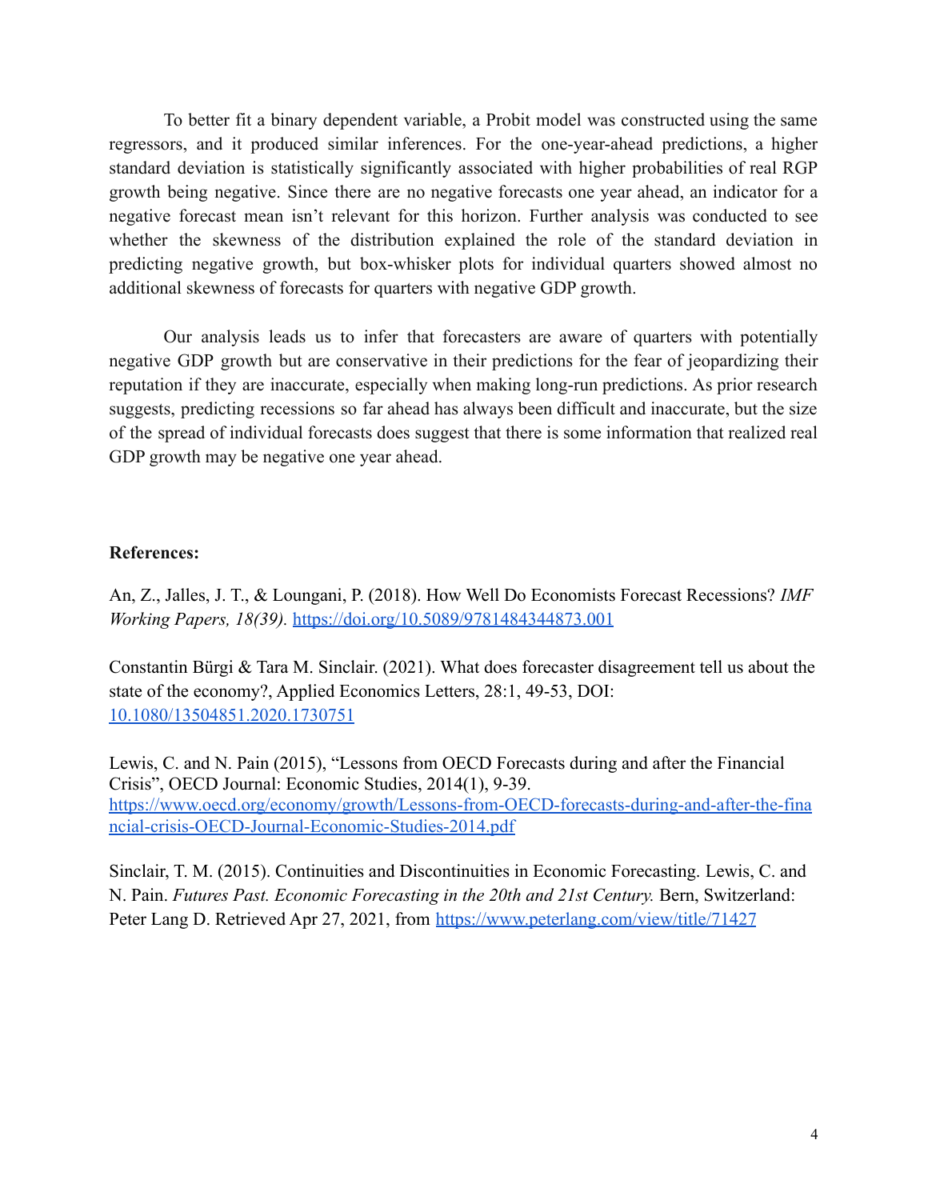To better fit a binary dependent variable, a Probit model was constructed using the same regressors, and it produced similar inferences. For the one-year-ahead predictions, a higher standard deviation is statistically significantly associated with higher probabilities of real RGP growth being negative. Since there are no negative forecasts one year ahead, an indicator for a negative forecast mean isn't relevant for this horizon. Further analysis was conducted to see whether the skewness of the distribution explained the role of the standard deviation in predicting negative growth, but box-whisker plots for individual quarters showed almost no additional skewness of forecasts for quarters with negative GDP growth.

Our analysis leads us to infer that forecasters are aware of quarters with potentially negative GDP growth but are conservative in their predictions for the fear of jeopardizing their reputation if they are inaccurate, especially when making long-run predictions. As prior research suggests, predicting recessions so far ahead has always been difficult and inaccurate, but the size of the spread of individual forecasts does suggest that there is some information that realized real GDP growth may be negative one year ahead.

**References:**

An, Z., Jalles, J. T., & Loungani, P. (2018). How Well Do Economists Forecast Recessions? *IMF Working Papers, 18(39).* https://doi.org/10.5089/9781484344873.001

Constantin Bürgi & Tara M. Sinclair. (2021). What does forecaster disagreement tell us about the state of the economy?, Applied Economics Letters, 28:1, 49-53, DOI: 10.1080/13504851.2020.1730751

Lewis, C. and N. Pain (2015), "Lessons from OECD Forecasts during and after the Financial Crisis", OECD Journal: Economic Studies, 2014(1), 9-39. https://www.oecd.org/economy/growth/Lessons-from-OECD-forecasts-during-and-after-the-financial-crisis-OECD-Journal-Economic-Studies-2014.pdf

Sinclair, T. M. (2015). Continuities and Discontinuities in Economic Forecasting. Lewis, C. and N. Pain. *Futures Past. Economic Forecasting in the 20th and 21st Century.* Bern, Switzerland: Peter Lang D. Retrieved Apr 27, 2021, from https://www.peterlang.com/view/title/71427